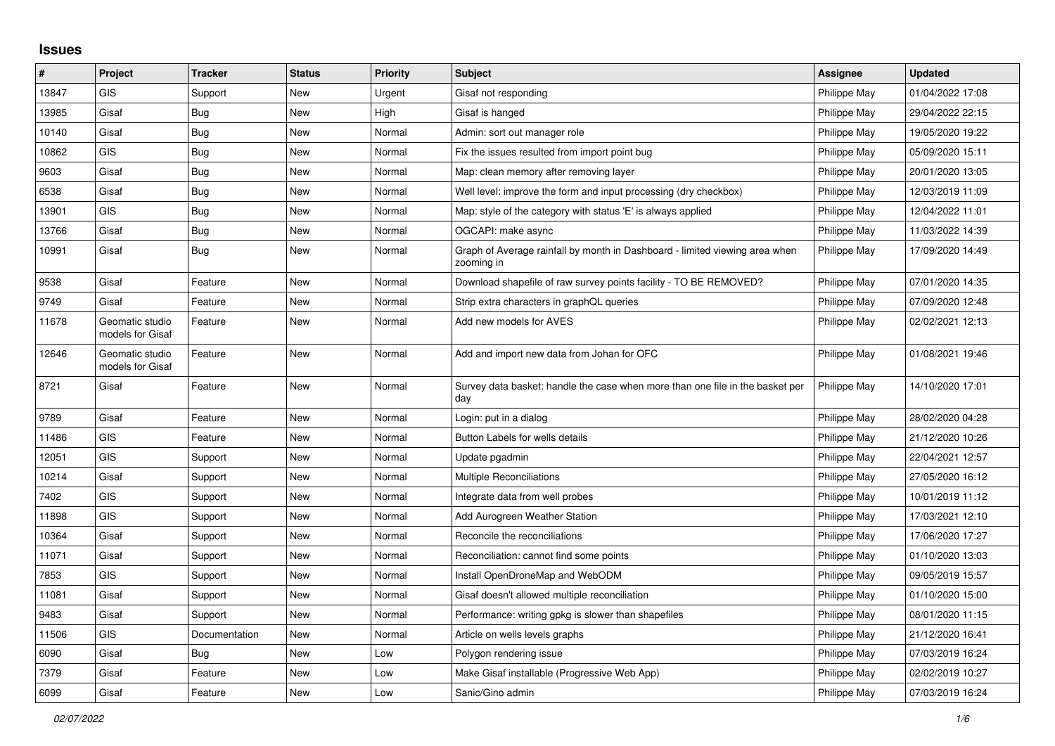## Issues

| # | Project | Tracker | Status | Priority | Subject | Assignee | Updated |
|---|---|---|---|---|---|---|---|
| 13847 | GIS | Support | New | Urgent | Gisaf not responding | Philippe May | 01/04/2022 17:08 |
| 13985 | Gisaf | Bug | New | High | Gisaf is hanged | Philippe May | 29/04/2022 22:15 |
| 10140 | Gisaf | Bug | New | Normal | Admin: sort out manager role | Philippe May | 19/05/2020 19:22 |
| 10862 | GIS | Bug | New | Normal | Fix the issues resulted from import point bug | Philippe May | 05/09/2020 15:11 |
| 9603 | Gisaf | Bug | New | Normal | Map: clean memory after removing layer | Philippe May | 20/01/2020 13:05 |
| 6538 | Gisaf | Bug | New | Normal | Well level: improve the form and input processing (dry checkbox) | Philippe May | 12/03/2019 11:09 |
| 13901 | GIS | Bug | New | Normal | Map: style of the category with status 'E' is always applied | Philippe May | 12/04/2022 11:01 |
| 13766 | Gisaf | Bug | New | Normal | OGCAPI: make async | Philippe May | 11/03/2022 14:39 |
| 10991 | Gisaf | Bug | New | Normal | Graph of Average rainfall by month in Dashboard - limited viewing area when zooming in | Philippe May | 17/09/2020 14:49 |
| 9538 | Gisaf | Feature | New | Normal | Download shapefile of raw survey points facility - TO BE REMOVED? | Philippe May | 07/01/2020 14:35 |
| 9749 | Gisaf | Feature | New | Normal | Strip extra characters in graphQL queries | Philippe May | 07/09/2020 12:48 |
| 11678 | Geomatic studio models for Gisaf | Feature | New | Normal | Add new models for AVES | Philippe May | 02/02/2021 12:13 |
| 12646 | Geomatic studio models for Gisaf | Feature | New | Normal | Add and import new data from Johan for OFC | Philippe May | 01/08/2021 19:46 |
| 8721 | Gisaf | Feature | New | Normal | Survey data basket: handle the case when more than one file in the basket per day | Philippe May | 14/10/2020 17:01 |
| 9789 | Gisaf | Feature | New | Normal | Login: put in a dialog | Philippe May | 28/02/2020 04:28 |
| 11486 | GIS | Feature | New | Normal | Button Labels for wells details | Philippe May | 21/12/2020 10:26 |
| 12051 | GIS | Support | New | Normal | Update pgadmin | Philippe May | 22/04/2021 12:57 |
| 10214 | Gisaf | Support | New | Normal | Multiple Reconciliations | Philippe May | 27/05/2020 16:12 |
| 7402 | GIS | Support | New | Normal | Integrate data from well probes | Philippe May | 10/01/2019 11:12 |
| 11898 | GIS | Support | New | Normal | Add Aurogreen Weather Station | Philippe May | 17/03/2021 12:10 |
| 10364 | Gisaf | Support | New | Normal | Reconcile the reconciliations | Philippe May | 17/06/2020 17:27 |
| 11071 | Gisaf | Support | New | Normal | Reconciliation: cannot find some points | Philippe May | 01/10/2020 13:03 |
| 7853 | GIS | Support | New | Normal | Install OpenDroneMap and WebODM | Philippe May | 09/05/2019 15:57 |
| 11081 | Gisaf | Support | New | Normal | Gisaf doesn't allowed multiple reconciliation | Philippe May | 01/10/2020 15:00 |
| 9483 | Gisaf | Support | New | Normal | Performance: writing gpkg is slower than shapefiles | Philippe May | 08/01/2020 11:15 |
| 11506 | GIS | Documentation | New | Normal | Article on wells levels graphs | Philippe May | 21/12/2020 16:41 |
| 6090 | Gisaf | Bug | New | Low | Polygon rendering issue | Philippe May | 07/03/2019 16:24 |
| 7379 | Gisaf | Feature | New | Low | Make Gisaf installable (Progressive Web App) | Philippe May | 02/02/2019 10:27 |
| 6099 | Gisaf | Feature | New | Low | Sanic/Gino admin | Philippe May | 07/03/2019 16:24 |

*02/07/2022*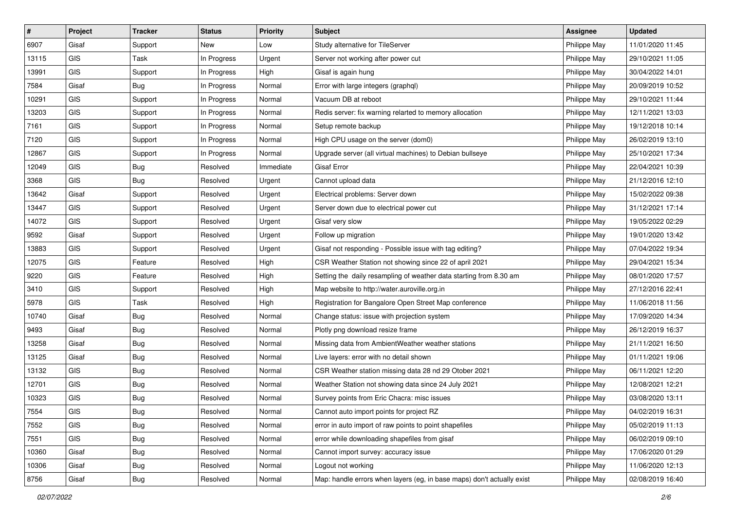| # | Project | Tracker | Status | Priority | Subject | Assignee | Updated |
|---|---|---|---|---|---|---|---|
| 6907 | Gisaf | Support | New | Low | Study alternative for TileServer | Philippe May | 11/01/2020 11:45 |
| 13115 | GIS | Task | In Progress | Urgent | Server not working after power cut | Philippe May | 29/10/2021 11:05 |
| 13991 | GIS | Support | In Progress | High | Gisaf is again hung | Philippe May | 30/04/2022 14:01 |
| 7584 | Gisaf | Bug | In Progress | Normal | Error with large integers (graphql) | Philippe May | 20/09/2019 10:52 |
| 10291 | GIS | Support | In Progress | Normal | Vacuum DB at reboot | Philippe May | 29/10/2021 11:44 |
| 13203 | GIS | Support | In Progress | Normal | Redis server: fix warning relarted to memory allocation | Philippe May | 12/11/2021 13:03 |
| 7161 | GIS | Support | In Progress | Normal | Setup remote backup | Philippe May | 19/12/2018 10:14 |
| 7120 | GIS | Support | In Progress | Normal | High CPU usage on the server (dom0) | Philippe May | 26/02/2019 13:10 |
| 12867 | GIS | Support | In Progress | Normal | Upgrade server (all virtual machines) to Debian bullseye | Philippe May | 25/10/2021 17:34 |
| 12049 | GIS | Bug | Resolved | Immediate | Gisaf Error | Philippe May | 22/04/2021 10:39 |
| 3368 | GIS | Bug | Resolved | Urgent | Cannot upload data | Philippe May | 21/12/2016 12:10 |
| 13642 | Gisaf | Support | Resolved | Urgent | Electrical problems: Server down | Philippe May | 15/02/2022 09:38 |
| 13447 | GIS | Support | Resolved | Urgent | Server down due to electrical power cut | Philippe May | 31/12/2021 17:14 |
| 14072 | GIS | Support | Resolved | Urgent | Gisaf very slow | Philippe May | 19/05/2022 02:29 |
| 9592 | Gisaf | Support | Resolved | Urgent | Follow up migration | Philippe May | 19/01/2020 13:42 |
| 13883 | GIS | Support | Resolved | Urgent | Gisaf not responding - Possible issue with tag editing? | Philippe May | 07/04/2022 19:34 |
| 12075 | GIS | Feature | Resolved | High | CSR Weather Station not showing since 22 of april 2021 | Philippe May | 29/04/2021 15:34 |
| 9220 | GIS | Feature | Resolved | High | Setting the daily resampling of weather data starting from 8.30 am | Philippe May | 08/01/2020 17:57 |
| 3410 | GIS | Support | Resolved | High | Map website to http://water.auroville.org.in | Philippe May | 27/12/2016 22:41 |
| 5978 | GIS | Task | Resolved | High | Registration for Bangalore Open Street Map conference | Philippe May | 11/06/2018 11:56 |
| 10740 | Gisaf | Bug | Resolved | Normal | Change status: issue with projection system | Philippe May | 17/09/2020 14:34 |
| 9493 | Gisaf | Bug | Resolved | Normal | Plotly png download resize frame | Philippe May | 26/12/2019 16:37 |
| 13258 | Gisaf | Bug | Resolved | Normal | Missing data from AmbientWeather weather stations | Philippe May | 21/11/2021 16:50 |
| 13125 | Gisaf | Bug | Resolved | Normal | Live layers: error with no detail shown | Philippe May | 01/11/2021 19:06 |
| 13132 | GIS | Bug | Resolved | Normal | CSR Weather station missing data 28 nd 29 Otober 2021 | Philippe May | 06/11/2021 12:20 |
| 12701 | GIS | Bug | Resolved | Normal | Weather Station not showing data since 24 July 2021 | Philippe May | 12/08/2021 12:21 |
| 10323 | GIS | Bug | Resolved | Normal | Survey points from Eric Chacra: misc issues | Philippe May | 03/08/2020 13:11 |
| 7554 | GIS | Bug | Resolved | Normal | Cannot auto import points for project RZ | Philippe May | 04/02/2019 16:31 |
| 7552 | GIS | Bug | Resolved | Normal | error in auto import of raw points to point shapefiles | Philippe May | 05/02/2019 11:13 |
| 7551 | GIS | Bug | Resolved | Normal | error while downloading shapefiles from gisaf | Philippe May | 06/02/2019 09:10 |
| 10360 | Gisaf | Bug | Resolved | Normal | Cannot import survey: accuracy issue | Philippe May | 17/06/2020 01:29 |
| 10306 | Gisaf | Bug | Resolved | Normal | Logout not working | Philippe May | 11/06/2020 12:13 |
| 8756 | Gisaf | Bug | Resolved | Normal | Map: handle errors when layers (eg, in base maps) don't actually exist | Philippe May | 02/08/2019 16:40 |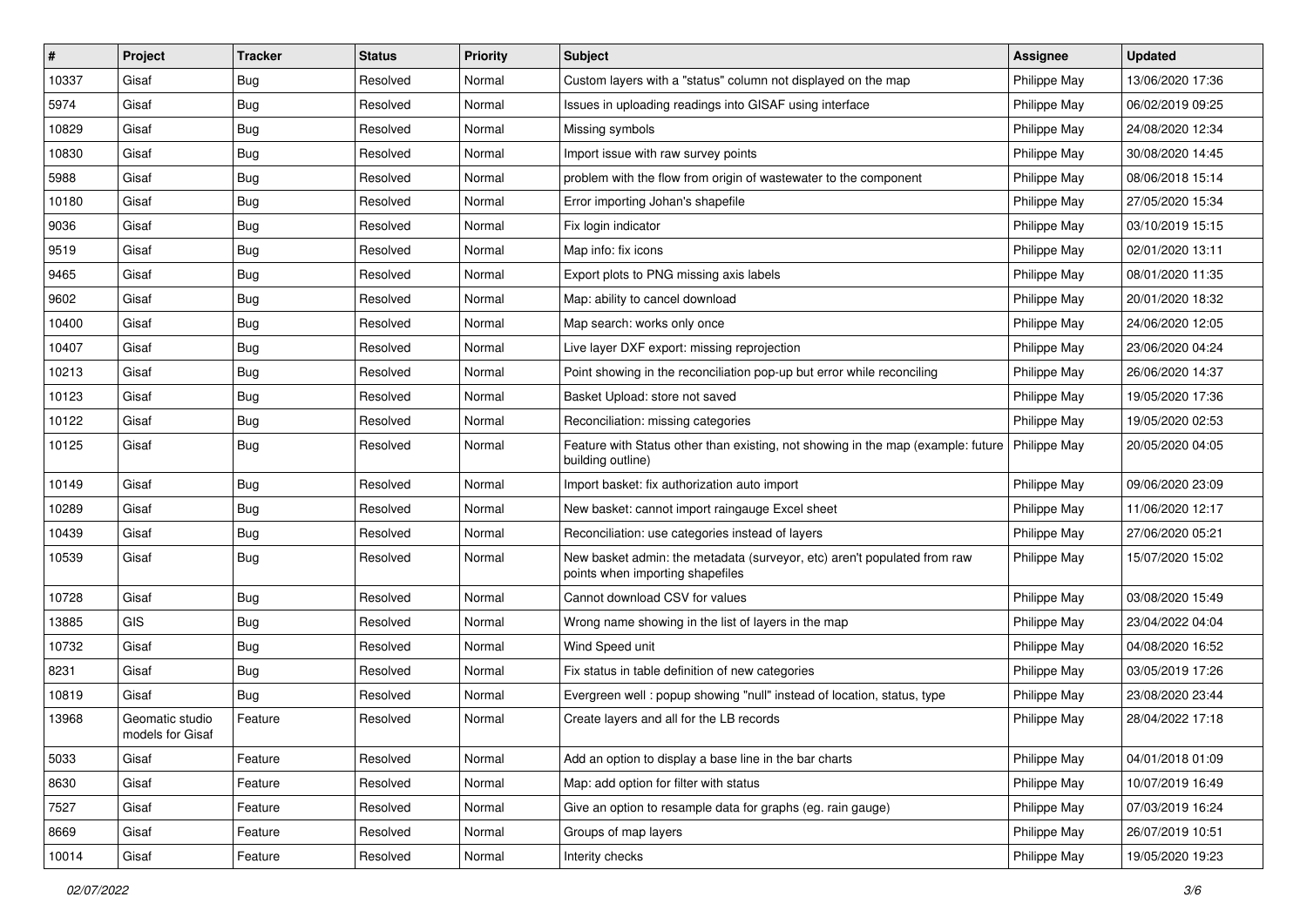| # | Project | Tracker | Status | Priority | Subject | Assignee | Updated |
|---|---|---|---|---|---|---|---|
| 10337 | Gisaf | Bug | Resolved | Normal | Custom layers with a "status" column not displayed on the map | Philippe May | 13/06/2020 17:36 |
| 5974 | Gisaf | Bug | Resolved | Normal | Issues in uploading readings into GISAF using interface | Philippe May | 06/02/2019 09:25 |
| 10829 | Gisaf | Bug | Resolved | Normal | Missing symbols | Philippe May | 24/08/2020 12:34 |
| 10830 | Gisaf | Bug | Resolved | Normal | Import issue with raw survey points | Philippe May | 30/08/2020 14:45 |
| 5988 | Gisaf | Bug | Resolved | Normal | problem with the flow from origin of wastewater to the component | Philippe May | 08/06/2018 15:14 |
| 10180 | Gisaf | Bug | Resolved | Normal | Error importing Johan's shapefile | Philippe May | 27/05/2020 15:34 |
| 9036 | Gisaf | Bug | Resolved | Normal | Fix login indicator | Philippe May | 03/10/2019 15:15 |
| 9519 | Gisaf | Bug | Resolved | Normal | Map info: fix icons | Philippe May | 02/01/2020 13:11 |
| 9465 | Gisaf | Bug | Resolved | Normal | Export plots to PNG missing axis labels | Philippe May | 08/01/2020 11:35 |
| 9602 | Gisaf | Bug | Resolved | Normal | Map: ability to cancel download | Philippe May | 20/01/2020 18:32 |
| 10400 | Gisaf | Bug | Resolved | Normal | Map search: works only once | Philippe May | 24/06/2020 12:05 |
| 10407 | Gisaf | Bug | Resolved | Normal | Live layer DXF export: missing reprojection | Philippe May | 23/06/2020 04:24 |
| 10213 | Gisaf | Bug | Resolved | Normal | Point showing in the reconciliation pop-up but error while reconciling | Philippe May | 26/06/2020 14:37 |
| 10123 | Gisaf | Bug | Resolved | Normal | Basket Upload: store not saved | Philippe May | 19/05/2020 17:36 |
| 10122 | Gisaf | Bug | Resolved | Normal | Reconciliation: missing categories | Philippe May | 19/05/2020 02:53 |
| 10125 | Gisaf | Bug | Resolved | Normal | Feature with Status other than existing, not showing in the map (example: future building outline) | Philippe May | 20/05/2020 04:05 |
| 10149 | Gisaf | Bug | Resolved | Normal | Import basket: fix authorization auto import | Philippe May | 09/06/2020 23:09 |
| 10289 | Gisaf | Bug | Resolved | Normal | New basket: cannot import raingauge Excel sheet | Philippe May | 11/06/2020 12:17 |
| 10439 | Gisaf | Bug | Resolved | Normal | Reconciliation: use categories instead of layers | Philippe May | 27/06/2020 05:21 |
| 10539 | Gisaf | Bug | Resolved | Normal | New basket admin: the metadata (surveyor, etc) aren't populated from raw points when importing shapefiles | Philippe May | 15/07/2020 15:02 |
| 10728 | Gisaf | Bug | Resolved | Normal | Cannot download CSV for values | Philippe May | 03/08/2020 15:49 |
| 13885 | GIS | Bug | Resolved | Normal | Wrong name showing in the list of layers in the map | Philippe May | 23/04/2022 04:04 |
| 10732 | Gisaf | Bug | Resolved | Normal | Wind Speed unit | Philippe May | 04/08/2020 16:52 |
| 8231 | Gisaf | Bug | Resolved | Normal | Fix status in table definition of new categories | Philippe May | 03/05/2019 17:26 |
| 10819 | Gisaf | Bug | Resolved | Normal | Evergreen well : popup showing "null" instead of location, status, type | Philippe May | 23/08/2020 23:44 |
| 13968 | Geomatic studio models for Gisaf | Feature | Resolved | Normal | Create layers and all for the LB records | Philippe May | 28/04/2022 17:18 |
| 5033 | Gisaf | Feature | Resolved | Normal | Add an option to display a base line in the bar charts | Philippe May | 04/01/2018 01:09 |
| 8630 | Gisaf | Feature | Resolved | Normal | Map: add option for filter with status | Philippe May | 10/07/2019 16:49 |
| 7527 | Gisaf | Feature | Resolved | Normal | Give an option to resample data for graphs (eg. rain gauge) | Philippe May | 07/03/2019 16:24 |
| 8669 | Gisaf | Feature | Resolved | Normal | Groups of map layers | Philippe May | 26/07/2019 10:51 |
| 10014 | Gisaf | Feature | Resolved | Normal | Interity checks | Philippe May | 19/05/2020 19:23 |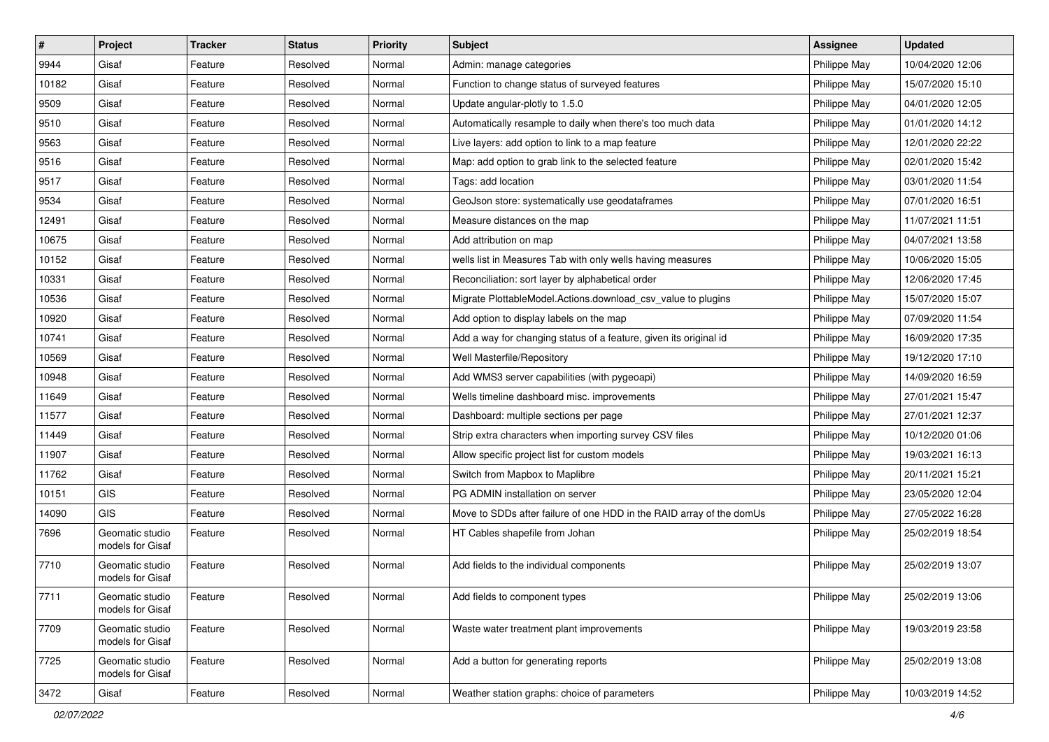| # | Project | Tracker | Status | Priority | Subject | Assignee | Updated |
|---|---|---|---|---|---|---|---|
| 9944 | Gisaf | Feature | Resolved | Normal | Admin: manage categories | Philippe May | 10/04/2020 12:06 |
| 10182 | Gisaf | Feature | Resolved | Normal | Function to change status of surveyed features | Philippe May | 15/07/2020 15:10 |
| 9509 | Gisaf | Feature | Resolved | Normal | Update angular-plotly to 1.5.0 | Philippe May | 04/01/2020 12:05 |
| 9510 | Gisaf | Feature | Resolved | Normal | Automatically resample to daily when there's too much data | Philippe May | 01/01/2020 14:12 |
| 9563 | Gisaf | Feature | Resolved | Normal | Live layers: add option to link to a map feature | Philippe May | 12/01/2020 22:22 |
| 9516 | Gisaf | Feature | Resolved | Normal | Map: add option to grab link to the selected feature | Philippe May | 02/01/2020 15:42 |
| 9517 | Gisaf | Feature | Resolved | Normal | Tags: add location | Philippe May | 03/01/2020 11:54 |
| 9534 | Gisaf | Feature | Resolved | Normal | GeoJson store: systematically use geodataframes | Philippe May | 07/01/2020 16:51 |
| 12491 | Gisaf | Feature | Resolved | Normal | Measure distances on the map | Philippe May | 11/07/2021 11:51 |
| 10675 | Gisaf | Feature | Resolved | Normal | Add attribution on map | Philippe May | 04/07/2021 13:58 |
| 10152 | Gisaf | Feature | Resolved | Normal | wells list in Measures Tab with only wells having measures | Philippe May | 10/06/2020 15:05 |
| 10331 | Gisaf | Feature | Resolved | Normal | Reconciliation: sort layer by alphabetical order | Philippe May | 12/06/2020 17:45 |
| 10536 | Gisaf | Feature | Resolved | Normal | Migrate PlottableModel.Actions.download_csv_value to plugins | Philippe May | 15/07/2020 15:07 |
| 10920 | Gisaf | Feature | Resolved | Normal | Add option to display labels on the map | Philippe May | 07/09/2020 11:54 |
| 10741 | Gisaf | Feature | Resolved | Normal | Add a way for changing status of a feature, given its original id | Philippe May | 16/09/2020 17:35 |
| 10569 | Gisaf | Feature | Resolved | Normal | Well Masterfile/Repository | Philippe May | 19/12/2020 17:10 |
| 10948 | Gisaf | Feature | Resolved | Normal | Add WMS3 server capabilities (with pygeoapi) | Philippe May | 14/09/2020 16:59 |
| 11649 | Gisaf | Feature | Resolved | Normal | Wells timeline dashboard misc. improvements | Philippe May | 27/01/2021 15:47 |
| 11577 | Gisaf | Feature | Resolved | Normal | Dashboard: multiple sections per page | Philippe May | 27/01/2021 12:37 |
| 11449 | Gisaf | Feature | Resolved | Normal | Strip extra characters when importing survey CSV files | Philippe May | 10/12/2020 01:06 |
| 11907 | Gisaf | Feature | Resolved | Normal | Allow specific project list for custom models | Philippe May | 19/03/2021 16:13 |
| 11762 | Gisaf | Feature | Resolved | Normal | Switch from Mapbox to Maplibre | Philippe May | 20/11/2021 15:21 |
| 10151 | GIS | Feature | Resolved | Normal | PG ADMIN installation on server | Philippe May | 23/05/2020 12:04 |
| 14090 | GIS | Feature | Resolved | Normal | Move to SDDs after failure of one HDD in the RAID array of the domUs | Philippe May | 27/05/2022 16:28 |
| 7696 | Geomatic studio models for Gisaf | Feature | Resolved | Normal | HT Cables shapefile from Johan | Philippe May | 25/02/2019 18:54 |
| 7710 | Geomatic studio models for Gisaf | Feature | Resolved | Normal | Add fields to the individual components | Philippe May | 25/02/2019 13:07 |
| 7711 | Geomatic studio models for Gisaf | Feature | Resolved | Normal | Add fields to component types | Philippe May | 25/02/2019 13:06 |
| 7709 | Geomatic studio models for Gisaf | Feature | Resolved | Normal | Waste water treatment plant improvements | Philippe May | 19/03/2019 23:58 |
| 7725 | Geomatic studio models for Gisaf | Feature | Resolved | Normal | Add a button for generating reports | Philippe May | 25/02/2019 13:08 |
| 3472 | Gisaf | Feature | Resolved | Normal | Weather station graphs: choice of parameters | Philippe May | 10/03/2019 14:52 |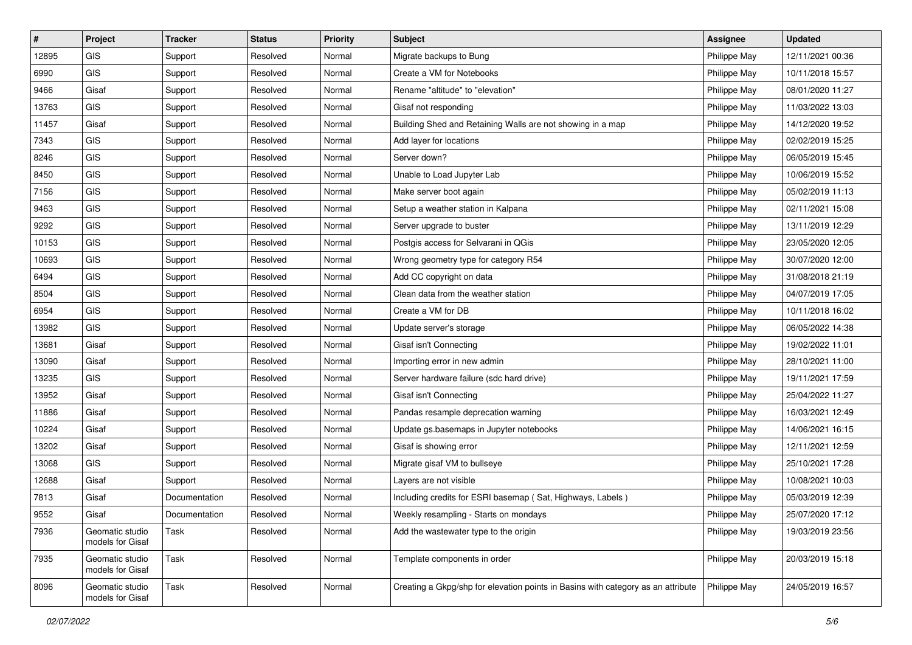| # | Project | Tracker | Status | Priority | Subject | Assignee | Updated |
|---|---|---|---|---|---|---|---|
| 12895 | GIS | Support | Resolved | Normal | Migrate backups to Bung | Philippe May | 12/11/2021 00:36 |
| 6990 | GIS | Support | Resolved | Normal | Create a VM for Notebooks | Philippe May | 10/11/2018 15:57 |
| 9466 | Gisaf | Support | Resolved | Normal | Rename "altitude" to "elevation" | Philippe May | 08/01/2020 11:27 |
| 13763 | GIS | Support | Resolved | Normal | Gisaf not responding | Philippe May | 11/03/2022 13:03 |
| 11457 | Gisaf | Support | Resolved | Normal | Building Shed and Retaining Walls are not showing in a map | Philippe May | 14/12/2020 19:52 |
| 7343 | GIS | Support | Resolved | Normal | Add layer for locations | Philippe May | 02/02/2019 15:25 |
| 8246 | GIS | Support | Resolved | Normal | Server down? | Philippe May | 06/05/2019 15:45 |
| 8450 | GIS | Support | Resolved | Normal | Unable to Load Jupyter Lab | Philippe May | 10/06/2019 15:52 |
| 7156 | GIS | Support | Resolved | Normal | Make server boot again | Philippe May | 05/02/2019 11:13 |
| 9463 | GIS | Support | Resolved | Normal | Setup a weather station in Kalpana | Philippe May | 02/11/2021 15:08 |
| 9292 | GIS | Support | Resolved | Normal | Server upgrade to buster | Philippe May | 13/11/2019 12:29 |
| 10153 | GIS | Support | Resolved | Normal | Postgis access for Selvarani in QGis | Philippe May | 23/05/2020 12:05 |
| 10693 | GIS | Support | Resolved | Normal | Wrong geometry type for category R54 | Philippe May | 30/07/2020 12:00 |
| 6494 | GIS | Support | Resolved | Normal | Add CC copyright on data | Philippe May | 31/08/2018 21:19 |
| 8504 | GIS | Support | Resolved | Normal | Clean data from the weather station | Philippe May | 04/07/2019 17:05 |
| 6954 | GIS | Support | Resolved | Normal | Create a VM for DB | Philippe May | 10/11/2018 16:02 |
| 13982 | GIS | Support | Resolved | Normal | Update server's storage | Philippe May | 06/05/2022 14:38 |
| 13681 | Gisaf | Support | Resolved | Normal | Gisaf isn't Connecting | Philippe May | 19/02/2022 11:01 |
| 13090 | Gisaf | Support | Resolved | Normal | Importing error in new admin | Philippe May | 28/10/2021 11:00 |
| 13235 | GIS | Support | Resolved | Normal | Server hardware failure (sdc hard drive) | Philippe May | 19/11/2021 17:59 |
| 13952 | Gisaf | Support | Resolved | Normal | Gisaf isn't Connecting | Philippe May | 25/04/2022 11:27 |
| 11886 | Gisaf | Support | Resolved | Normal | Pandas resample deprecation warning | Philippe May | 16/03/2021 12:49 |
| 10224 | Gisaf | Support | Resolved | Normal | Update gs.basemaps in Jupyter notebooks | Philippe May | 14/06/2021 16:15 |
| 13202 | Gisaf | Support | Resolved | Normal | Gisaf is showing error | Philippe May | 12/11/2021 12:59 |
| 13068 | GIS | Support | Resolved | Normal | Migrate gisaf VM to bullseye | Philippe May | 25/10/2021 17:28 |
| 12688 | Gisaf | Support | Resolved | Normal | Layers are not visible | Philippe May | 10/08/2021 10:03 |
| 7813 | Gisaf | Documentation | Resolved | Normal | Including credits for ESRI basemap ( Sat, Highways, Labels ) | Philippe May | 05/03/2019 12:39 |
| 9552 | Gisaf | Documentation | Resolved | Normal | Weekly resampling - Starts on mondays | Philippe May | 25/07/2020 17:12 |
| 7936 | Geomatic studio models for Gisaf | Task | Resolved | Normal | Add the wastewater type to the origin | Philippe May | 19/03/2019 23:56 |
| 7935 | Geomatic studio models for Gisaf | Task | Resolved | Normal | Template components in order | Philippe May | 20/03/2019 15:18 |
| 8096 | Geomatic studio models for Gisaf | Task | Resolved | Normal | Creating a Gkpg/shp for elevation points in Basins with category as an attribute | Philippe May | 24/05/2019 16:57 |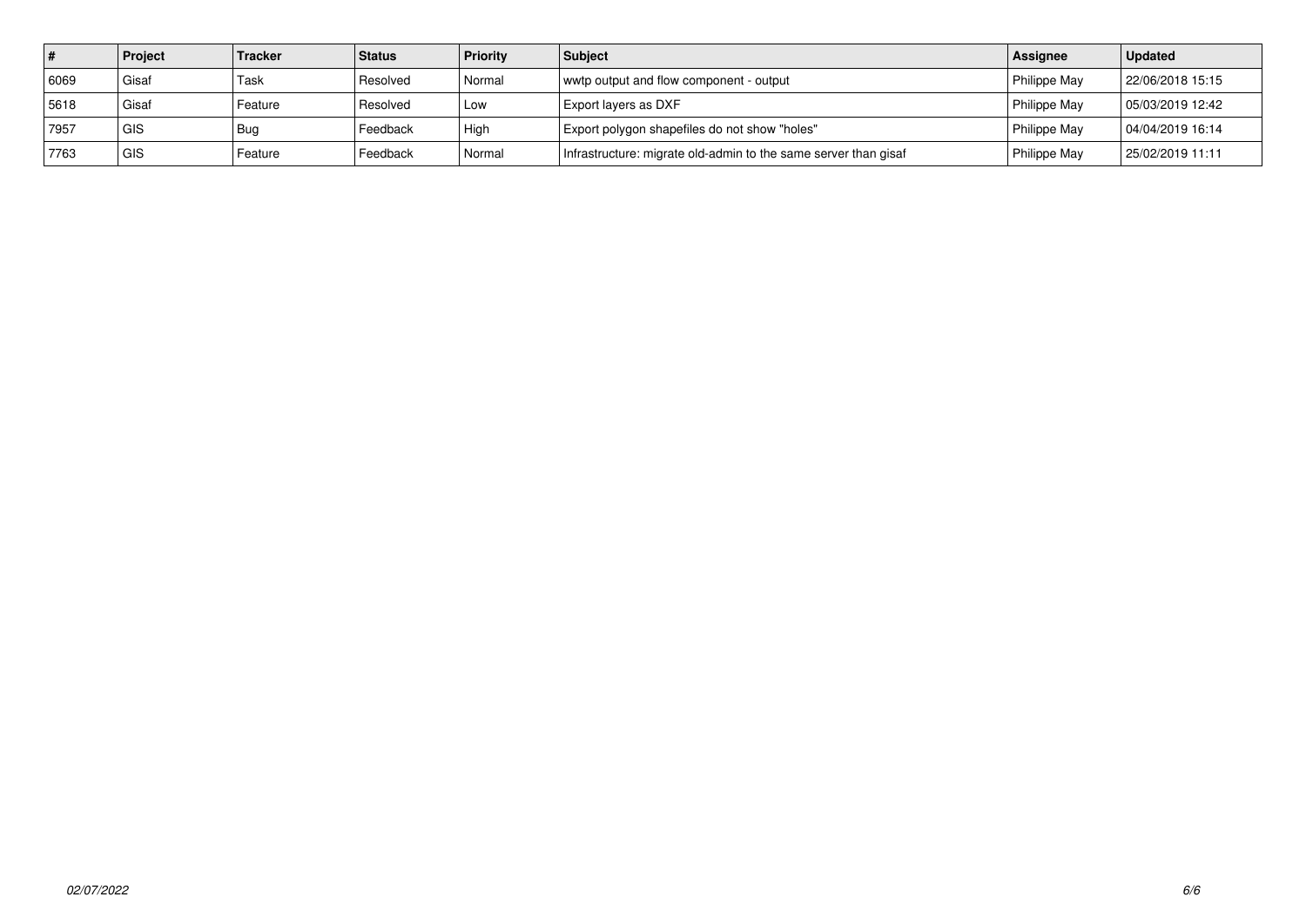| # | Project | Tracker | Status | Priority | Subject | Assignee | Updated |
|---|---|---|---|---|---|---|---|
| 6069 | Gisaf | Task | Resolved | Normal | wwtp output and flow component - output | Philippe May | 22/06/2018 15:15 |
| 5618 | Gisaf | Feature | Resolved | Low | Export layers as DXF | Philippe May | 05/03/2019 12:42 |
| 7957 | GIS | Bug | Feedback | High | Export polygon shapefiles do not show "holes" | Philippe May | 04/04/2019 16:14 |
| 7763 | GIS | Feature | Feedback | Normal | Infrastructure: migrate old-admin to the same server than gisaf | Philippe May | 25/02/2019 11:11 |